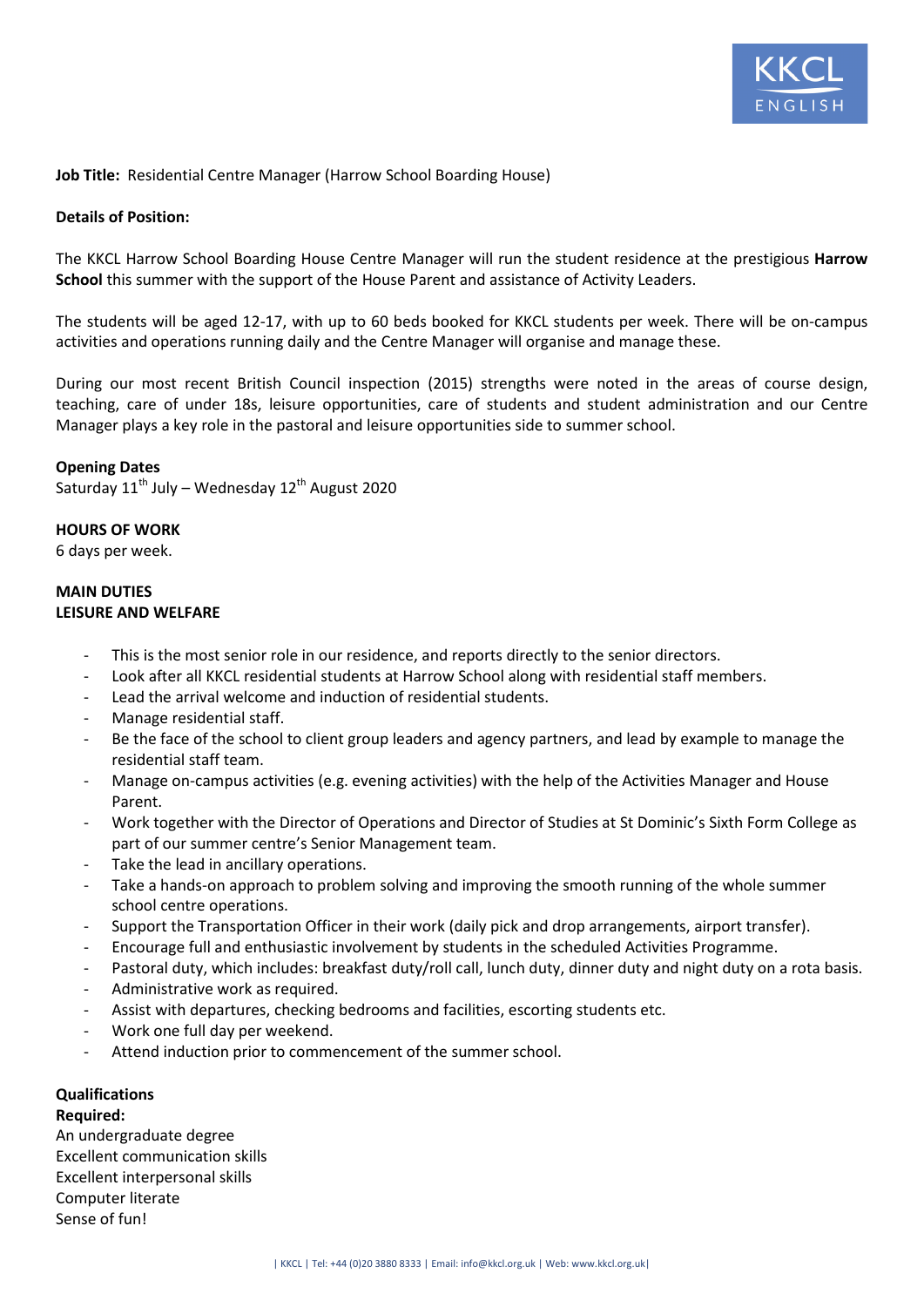**Job Title:** Residential Centre Manager (Harrow School Boarding House)

**Details of Position:**

The KKCL Harrow School Boarding House Centre Manager will run the student residence at the prestigious **Harrow School** this summer with the support of the House Parent and assistance of Activity Leaders.

The students will be aged 12-17, with up to 60 beds booked for KKCL students per week. There will be on-campus activities and operations running daily and the Centre Manager will organise and manage these.

During our most recent British Council inspection (2015) strengths were noted in the areas of course design, teaching, care of under 18s, leisure opportunities, care of students and student administration and our Centre Manager plays a key role in the pastoral and leisure opportunities side to summer school.

**Opening Dates**
Saturday 11th July – Wednesday 12th August 2020

**HOURS OF WORK**
6 days per week.

**MAIN DUTIES**
**LEISURE AND WELFARE**

- This is the most senior role in our residence, and reports directly to the senior directors.
- Look after all KKCL residential students at Harrow School along with residential staff members.
- Lead the arrival welcome and induction of residential students.
- Manage residential staff.
- Be the face of the school to client group leaders and agency partners, and lead by example to manage the residential staff team.
- Manage on-campus activities (e.g. evening activities) with the help of the Activities Manager and House Parent.
- Work together with the Director of Operations and Director of Studies at St Dominic's Sixth Form College as part of our summer centre's Senior Management team.
- Take the lead in ancillary operations.
- Take a hands-on approach to problem solving and improving the smooth running of the whole summer school centre operations.
- Support the Transportation Officer in their work (daily pick and drop arrangements, airport transfer).
- Encourage full and enthusiastic involvement by students in the scheduled Activities Programme.
- Pastoral duty, which includes: breakfast duty/roll call, lunch duty, dinner duty and night duty on a rota basis.
- Administrative work as required.
- Assist with departures, checking bedrooms and facilities, escorting students etc.
- Work one full day per weekend.
- Attend induction prior to commencement of the summer school.

**Qualifications**
**Required:**
An undergraduate degree
Excellent communication skills
Excellent interpersonal skills
Computer literate
Sense of fun!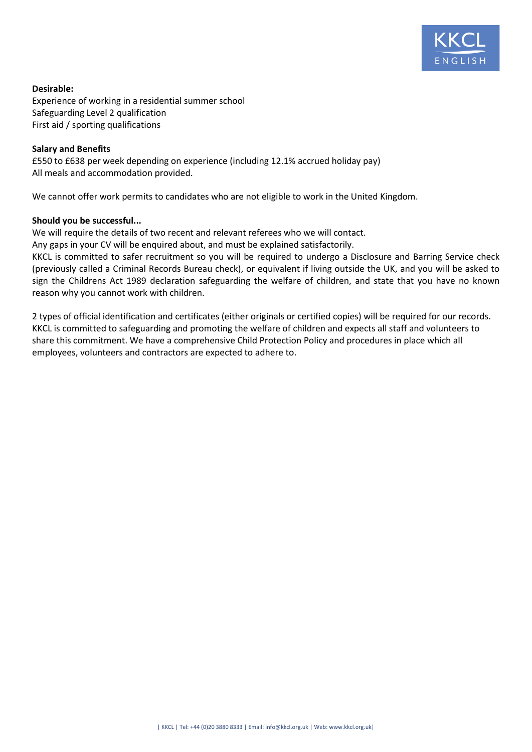**Desirable:**
Experience of working in a residential summer school
Safeguarding Level 2 qualification
First aid / sporting qualifications

**Salary and Benefits**
£550 to £638 per week depending on experience (including 12.1% accrued holiday pay)
All meals and accommodation provided.

We cannot offer work permits to candidates who are not eligible to work in the United Kingdom.

**Should you be successful...**
We will require the details of two recent and relevant referees who we will contact.
Any gaps in your CV will be enquired about, and must be explained satisfactorily.
KKCL is committed to safer recruitment so you will be required to undergo a Disclosure and Barring Service check (previously called a Criminal Records Bureau check), or equivalent if living outside the UK, and you will be asked to sign the Childrens Act 1989 declaration safeguarding the welfare of children, and state that you have no known reason why you cannot work with children.

2 types of official identification and certificates (either originals or certified copies) will be required for our records. KKCL is committed to safeguarding and promoting the welfare of children and expects all staff and volunteers to share this commitment. We have a comprehensive Child Protection Policy and procedures in place which all employees, volunteers and contractors are expected to adhere to.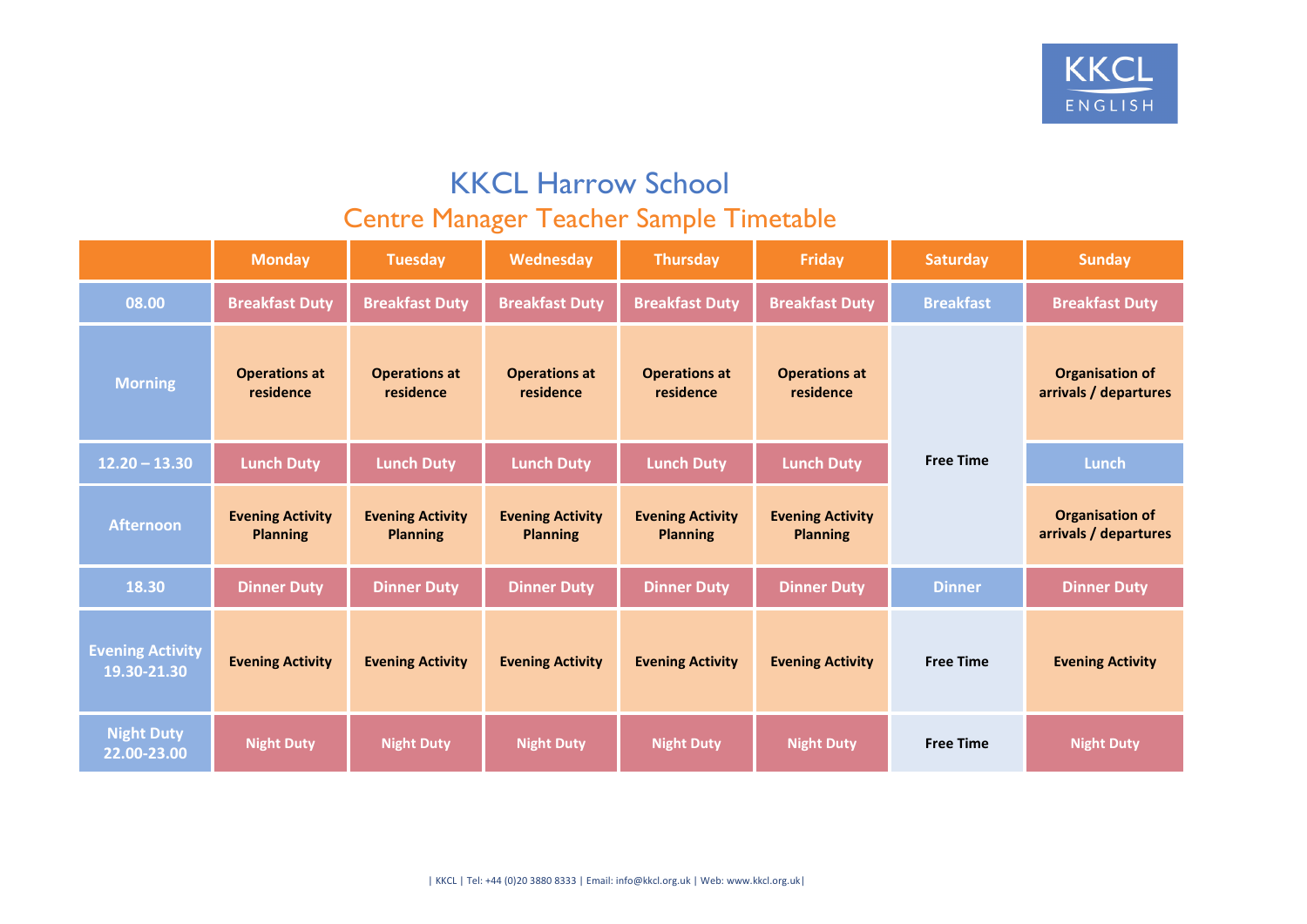# KKCL Harrow School

## Centre Manager Teacher Sample Timetable

| | Monday | Tuesday | Wednesday | Thursday | Friday | Saturday | Sunday |
|---|---|---|---|---|---|---|---|
| 08.00 | Breakfast Duty | Breakfast Duty | Breakfast Duty | Breakfast Duty | Breakfast Duty | Breakfast | Breakfast Duty |
| Morning | Operations at residence | Operations at residence | Operations at residence | Operations at residence | Operations at residence | Free Time | Organisation of arrivals / departures |
| 12.20 – 13.30 | Lunch Duty | Lunch Duty | Lunch Duty | Lunch Duty | Lunch Duty | | Lunch |
| Afternoon | Evening Activity Planning | Evening Activity Planning | Evening Activity Planning | Evening Activity Planning | Evening Activity Planning | | Organisation of arrivals / departures |
| 18.30 | Dinner Duty | Dinner Duty | Dinner Duty | Dinner Duty | Dinner Duty | Dinner | Dinner Duty |
| Evening Activity 19.30-21.30 | Evening Activity | Evening Activity | Evening Activity | Evening Activity | Evening Activity | Free Time | Evening Activity |
| Night Duty 22.00-23.00 | Night Duty | Night Duty | Night Duty | Night Duty | Night Duty | Free Time | Night Duty |

| KKCL | Tel: +44 (0)20 3880 8333 | Email: info@kkcl.org.uk | Web: www.kkcl.org.uk|